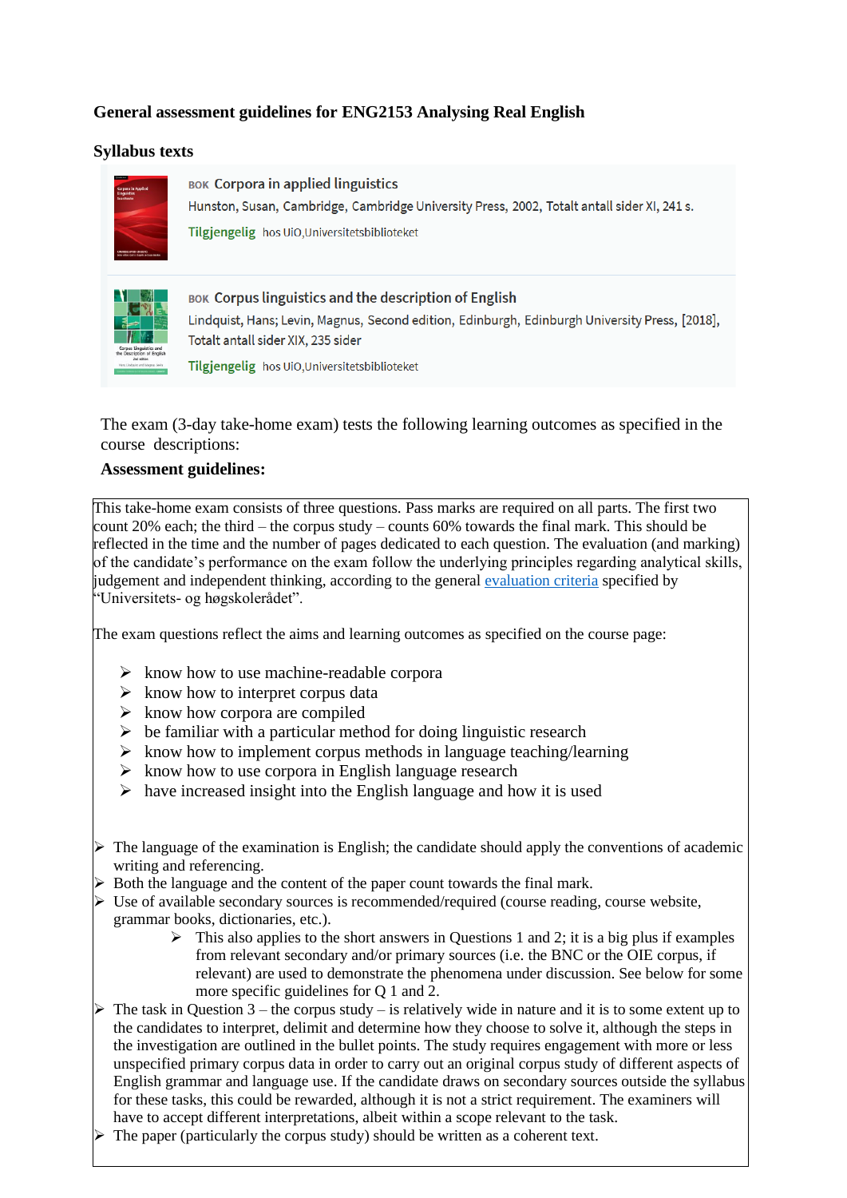**General assessment guidelines for ENG2153 Analysing Real English**

**Syllabus texts**

BOK **Corpora in applied linguistics**
Hunston, Susan, Cambridge, Cambridge University Press, 2002, Totalt antall sider XI, 241 s.
**Tilgjengelig** hos UiO,Universitetsbiblioteket

BOK **Corpus linguistics and the description of English**
Lindquist, Hans; Levin, Magnus, Second edition, Edinburgh, Edinburgh University Press, [2018], Totalt antall sider XIX, 235 sider
**Tilgjengelig** hos UiO,Universitetsbiblioteket

The exam (3-day take-home exam) tests the following learning outcomes as specified in the course descriptions:

**Assessment guidelines:**

This take-home exam consists of three questions. Pass marks are required on all parts. The first two count 20% each; the third – the corpus study – counts 60% towards the final mark. This should be reflected in the time and the number of pages dedicated to each question. The evaluation (and marking) of the candidate's performance on the exam follow the underlying principles regarding analytical skills, judgement and independent thinking, according to the general evaluation criteria specified by "Universitets- og høgskolerådet".

The exam questions reflect the aims and learning outcomes as specified on the course page:

- know how to use machine-readable corpora
- know how to interpret corpus data
- know how corpora are compiled
- be familiar with a particular method for doing linguistic research
- know how to implement corpus methods in language teaching/learning
- know how to use corpora in English language research
- have increased insight into the English language and how it is used

- The language of the examination is English; the candidate should apply the conventions of academic writing and referencing.
- Both the language and the content of the paper count towards the final mark.
- Use of available secondary sources is recommended/required (course reading, course website, grammar books, dictionaries, etc.).
    - This also applies to the short answers in Questions 1 and 2; it is a big plus if examples from relevant secondary and/or primary sources (i.e. the BNC or the OIE corpus, if relevant) are used to demonstrate the phenomena under discussion. See below for some more specific guidelines for Q 1 and 2.
- The task in Question 3 – the corpus study – is relatively wide in nature and it is to some extent up to the candidates to interpret, delimit and determine how they choose to solve it, although the steps in the investigation are outlined in the bullet points. The study requires engagement with more or less unspecified primary corpus data in order to carry out an original corpus study of different aspects of English grammar and language use. If the candidate draws on secondary sources outside the syllabus for these tasks, this could be rewarded, although it is not a strict requirement. The examiners will have to accept different interpretations, albeit within a scope relevant to the task.
- The paper (particularly the corpus study) should be written as a coherent text.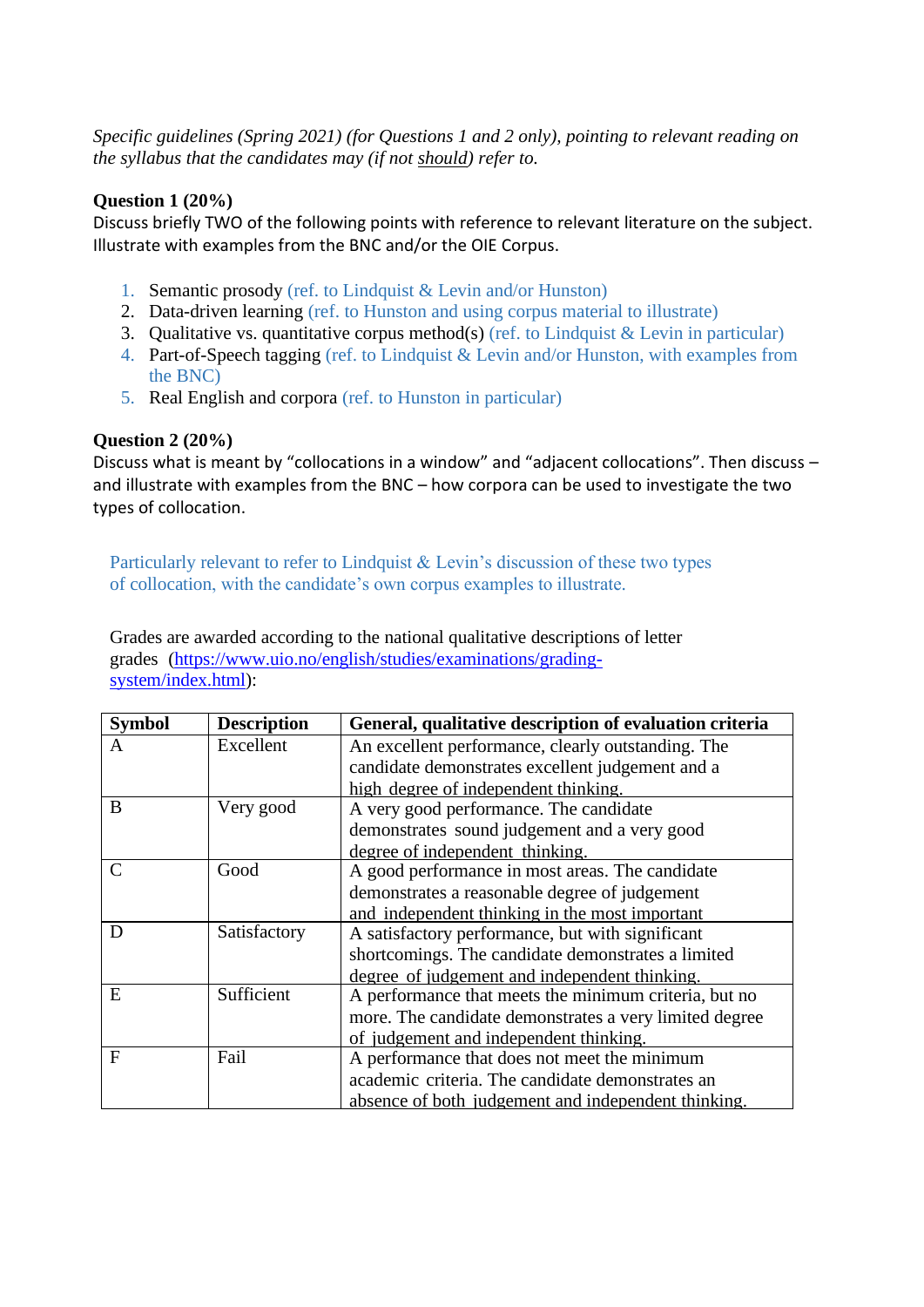*Specific guidelines (Spring 2021) (for Questions 1 and 2 only), pointing to relevant reading on the syllabus that the candidates may (if not* ***should****) refer to.*

**Question 1 (20%)**

Discuss briefly TWO of the following points with reference to relevant literature on the subject. Illustrate with examples from the BNC and/or the OIE Corpus.

1. Semantic prosody (ref. to Lindquist & Levin and/or Hunston)
2. Data-driven learning (ref. to Hunston and using corpus material to illustrate)
3. Qualitative vs. quantitative corpus method(s) (ref. to Lindquist & Levin in particular)
4. Part-of-Speech tagging (ref. to Lindquist & Levin and/or Hunston, with examples from the BNC)
5. Real English and corpora (ref. to Hunston in particular)

**Question 2 (20%)**

Discuss what is meant by "collocations in a window" and "adjacent collocations". Then discuss – and illustrate with examples from the BNC – how corpora can be used to investigate the two types of collocation.

Particularly relevant to refer to Lindquist & Levin's discussion of these two types of collocation, with the candidate's own corpus examples to illustrate.

Grades are awarded according to the national qualitative descriptions of letter grades (https://www.uio.no/english/studies/examinations/grading-system/index.html):

| Symbol | Description | General, qualitative description of evaluation criteria |
|---|---|---|
| A | Excellent | An excellent performance, clearly outstanding. The candidate demonstrates excellent judgement and a high degree of independent thinking. |
| B | Very good | A very good performance. The candidate demonstrates sound judgement and a very good degree of independent thinking. |
| C | Good | A good performance in most areas. The candidate demonstrates a reasonable degree of judgement and independent thinking in the most important |
| D | Satisfactory | A satisfactory performance, but with significant shortcomings. The candidate demonstrates a limited degree of judgement and independent thinking. |
| E | Sufficient | A performance that meets the minimum criteria, but no more. The candidate demonstrates a very limited degree of judgement and independent thinking. |
| F | Fail | A performance that does not meet the minimum academic criteria. The candidate demonstrates an absence of both judgement and independent thinking. |